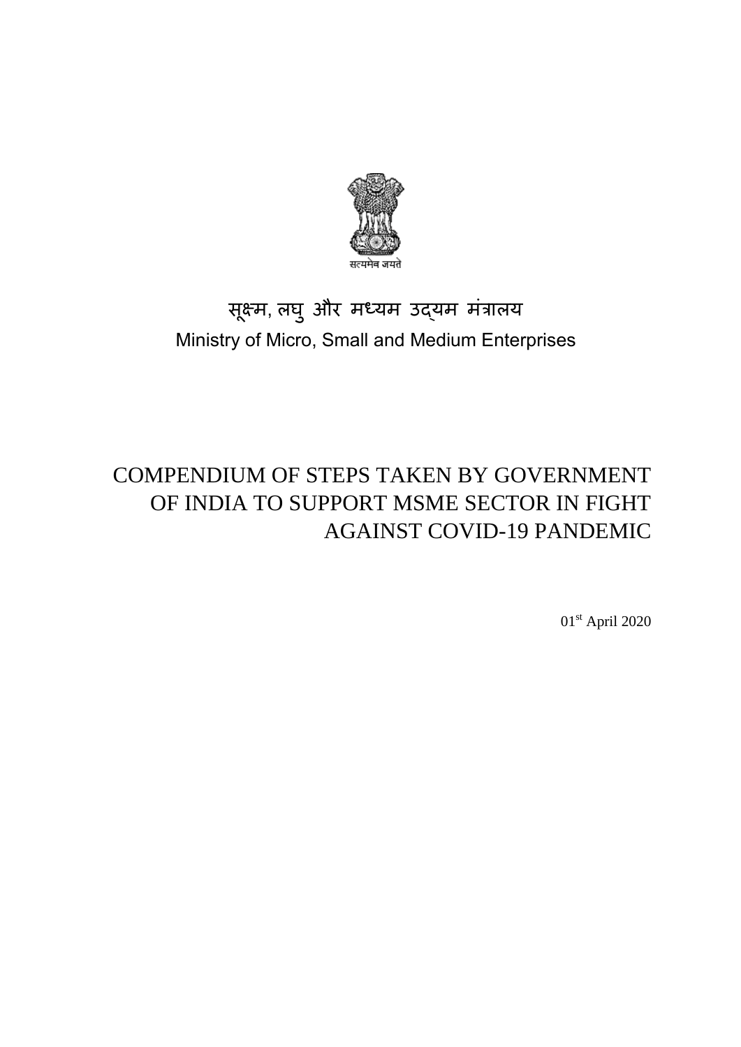सत्यमेव जयते

सूक्ष्म, लघु और मध्यम उद्यम मंत्रालय

Ministry of Micro, Small and Medium Enterprises

# COMPENDIUM OF STEPS TAKEN BY GOVERNMENT OF INDIA TO SUPPORT MSME SECTOR IN FIGHT AGAINST COVID-19 PANDEMIC

01st April 2020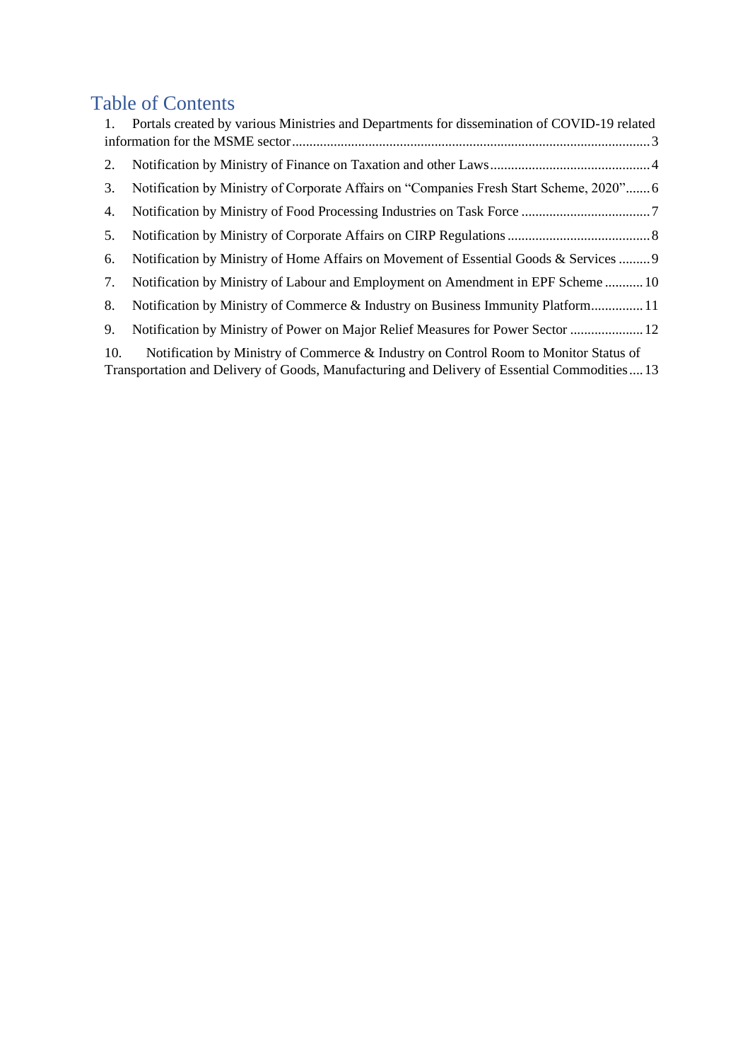# Table of Contents

1. Portals created by various Ministries and Departments for dissemination of COVID-19 related information for the MSME sector ........ 3
2. Notification by Ministry of Finance on Taxation and other Laws ........ 4
3. Notification by Ministry of Corporate Affairs on "Companies Fresh Start Scheme, 2020" ........ 6
4. Notification by Ministry of Food Processing Industries on Task Force ........ 7
5. Notification by Ministry of Corporate Affairs on CIRP Regulations ........ 8
6. Notification by Ministry of Home Affairs on Movement of Essential Goods & Services ........ 9
7. Notification by Ministry of Labour and Employment on Amendment in EPF Scheme ........ 10
8. Notification by Ministry of Commerce & Industry on Business Immunity Platform ........ 11
9. Notification by Ministry of Power on Major Relief Measures for Power Sector ........ 12
10. Notification by Ministry of Commerce & Industry on Control Room to Monitor Status of Transportation and Delivery of Goods, Manufacturing and Delivery of Essential Commodities ........ 13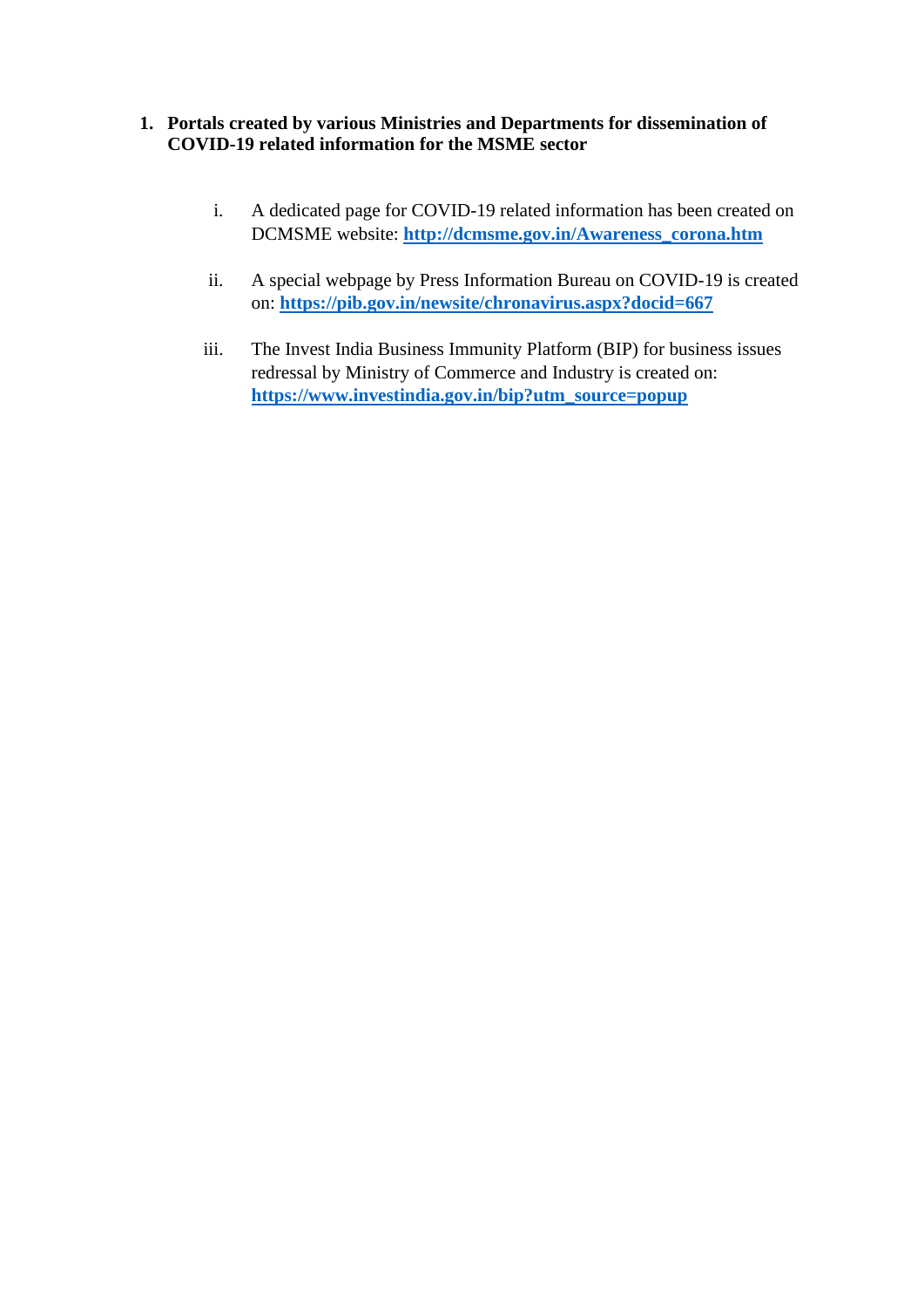1. **Portals created by various Ministries and Departments for dissemination of COVID-19 related information for the MSME sector**

   i. A dedicated page for COVID-19 related information has been created on DCMSME website: **http://dcmsme.gov.in/Awareness_corona.htm**

   ii. A special webpage by Press Information Bureau on COVID-19 is created on: **https://pib.gov.in/newsite/chronavirus.aspx?docid=667**

   iii. The Invest India Business Immunity Platform (BIP) for business issues redressal by Ministry of Commerce and Industry is created on: **https://www.investindia.gov.in/bip?utm_source=popup**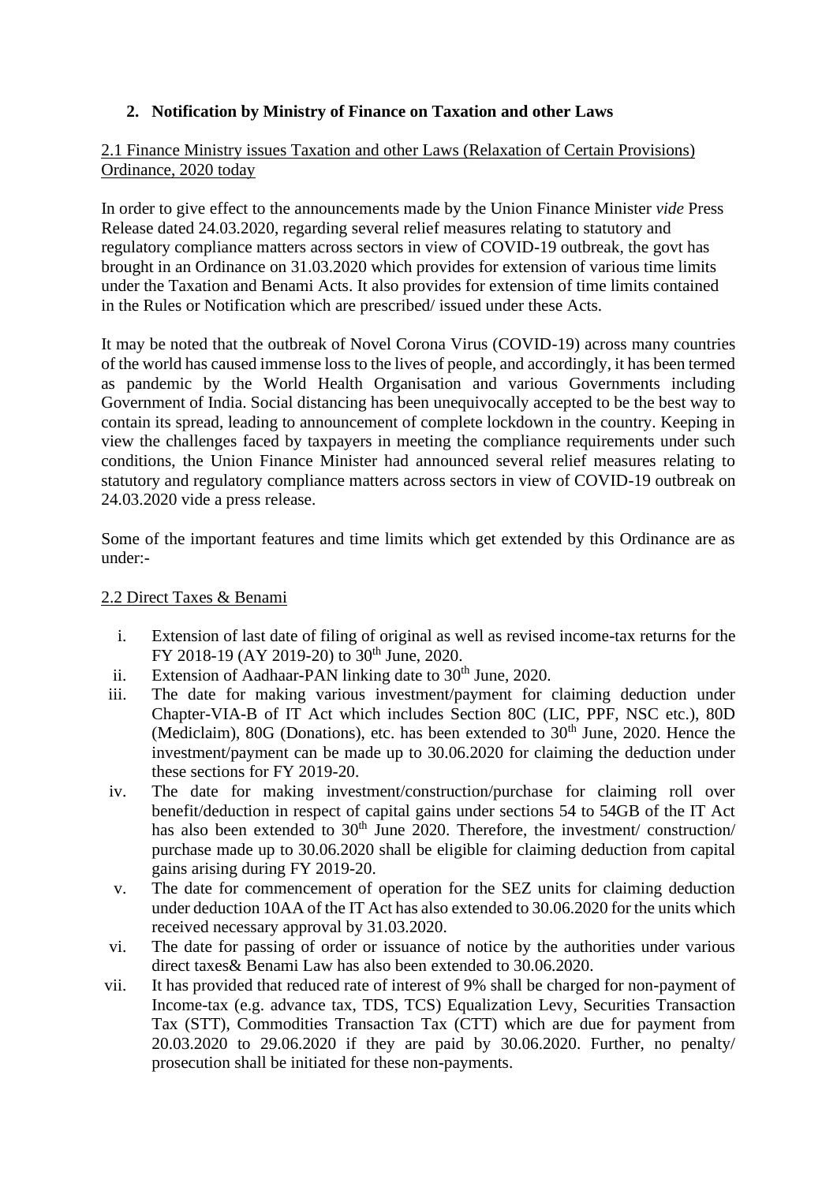## 2. **Notification by Ministry of Finance on Taxation and other Laws**

2.1 Finance Ministry issues Taxation and other Laws (Relaxation of Certain Provisions) Ordinance, 2020 today

In order to give effect to the announcements made by the Union Finance Minister *vide* Press Release dated 24.03.2020, regarding several relief measures relating to statutory and regulatory compliance matters across sectors in view of COVID-19 outbreak, the govt has brought in an Ordinance on 31.03.2020 which provides for extension of various time limits under the Taxation and Benami Acts. It also provides for extension of time limits contained in the Rules or Notification which are prescribed/ issued under these Acts.

It may be noted that the outbreak of Novel Corona Virus (COVID-19) across many countries of the world has caused immense loss to the lives of people, and accordingly, it has been termed as pandemic by the World Health Organisation and various Governments including Government of India. Social distancing has been unequivocally accepted to be the best way to contain its spread, leading to announcement of complete lockdown in the country. Keeping in view the challenges faced by taxpayers in meeting the compliance requirements under such conditions, the Union Finance Minister had announced several relief measures relating to statutory and regulatory compliance matters across sectors in view of COVID-19 outbreak on 24.03.2020 vide a press release.

Some of the important features and time limits which get extended by this Ordinance are as under:-

2.2 Direct Taxes & Benami

i. Extension of last date of filing of original as well as revised income-tax returns for the FY 2018-19 (AY 2019-20) to 30th June, 2020.
ii. Extension of Aadhaar-PAN linking date to 30th June, 2020.
iii. The date for making various investment/payment for claiming deduction under Chapter-VIA-B of IT Act which includes Section 80C (LIC, PPF, NSC etc.), 80D (Mediclaim), 80G (Donations), etc. has been extended to 30th June, 2020. Hence the investment/payment can be made up to 30.06.2020 for claiming the deduction under these sections for FY 2019-20.
iv. The date for making investment/construction/purchase for claiming roll over benefit/deduction in respect of capital gains under sections 54 to 54GB of the IT Act has also been extended to 30th June 2020. Therefore, the investment/ construction/ purchase made up to 30.06.2020 shall be eligible for claiming deduction from capital gains arising during FY 2019-20.
v. The date for commencement of operation for the SEZ units for claiming deduction under deduction 10AA of the IT Act has also extended to 30.06.2020 for the units which received necessary approval by 31.03.2020.
vi. The date for passing of order or issuance of notice by the authorities under various direct taxes& Benami Law has also been extended to 30.06.2020.
vii. It has provided that reduced rate of interest of 9% shall be charged for non-payment of Income-tax (e.g. advance tax, TDS, TCS) Equalization Levy, Securities Transaction Tax (STT), Commodities Transaction Tax (CTT) which are due for payment from 20.03.2020 to 29.06.2020 if they are paid by 30.06.2020. Further, no penalty/ prosecution shall be initiated for these non-payments.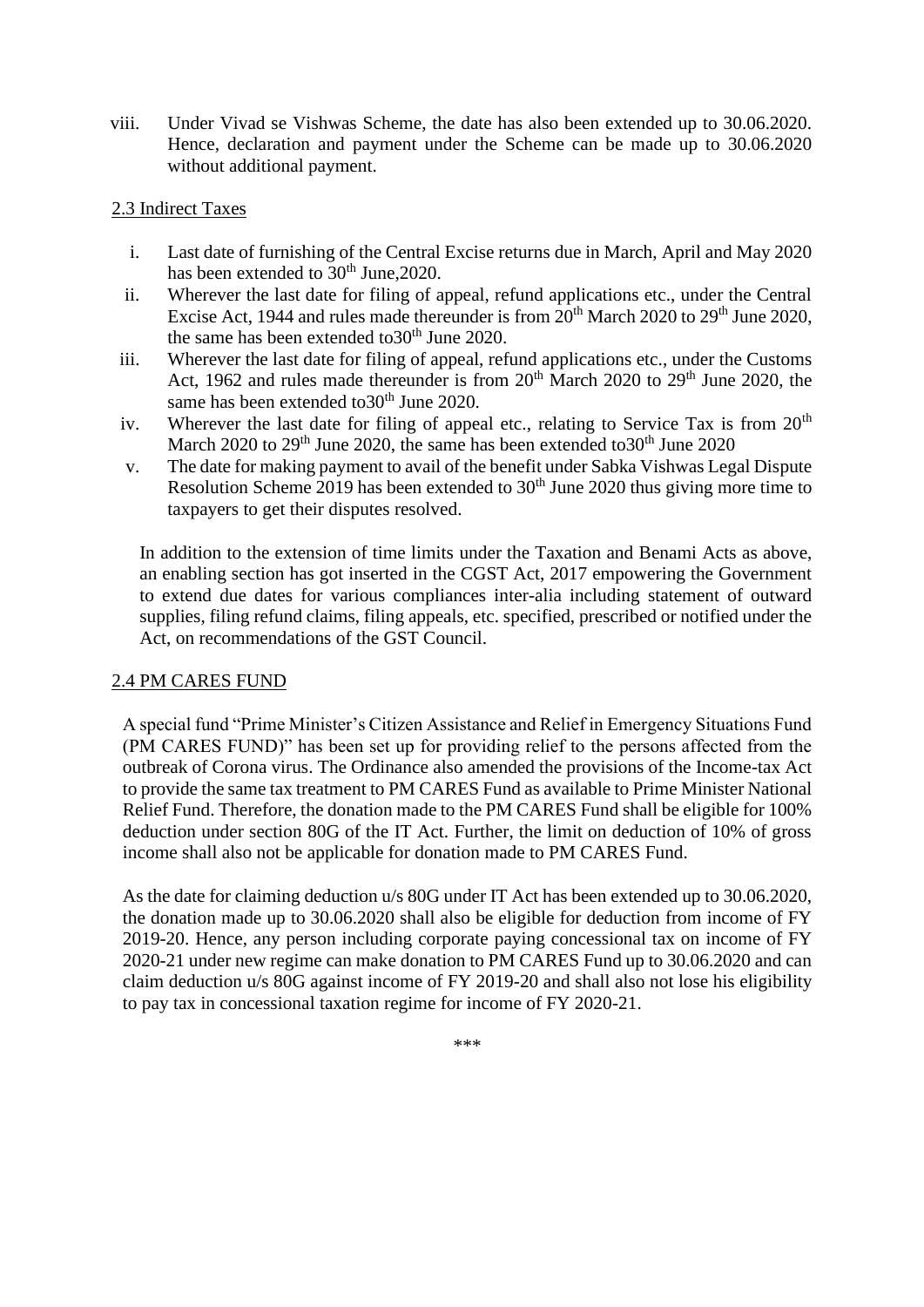viii. Under Vivad se Vishwas Scheme, the date has also been extended up to 30.06.2020. Hence, declaration and payment under the Scheme can be made up to 30.06.2020 without additional payment.

### 2.3 Indirect Taxes

i. Last date of furnishing of the Central Excise returns due in March, April and May 2020 has been extended to 30th June,2020.

ii. Wherever the last date for filing of appeal, refund applications etc., under the Central Excise Act, 1944 and rules made thereunder is from 20th March 2020 to 29th June 2020, the same has been extended to30th June 2020.

iii. Wherever the last date for filing of appeal, refund applications etc., under the Customs Act, 1962 and rules made thereunder is from 20th March 2020 to 29th June 2020, the same has been extended to30th June 2020.

iv. Wherever the last date for filing of appeal etc., relating to Service Tax is from 20th March 2020 to 29th June 2020, the same has been extended to30th June 2020

v. The date for making payment to avail of the benefit under Sabka Vishwas Legal Dispute Resolution Scheme 2019 has been extended to 30th June 2020 thus giving more time to taxpayers to get their disputes resolved.

In addition to the extension of time limits under the Taxation and Benami Acts as above, an enabling section has got inserted in the CGST Act, 2017 empowering the Government to extend due dates for various compliances inter-alia including statement of outward supplies, filing refund claims, filing appeals, etc. specified, prescribed or notified under the Act, on recommendations of the GST Council.

### 2.4 PM CARES FUND

A special fund "Prime Minister's Citizen Assistance and Relief in Emergency Situations Fund (PM CARES FUND)" has been set up for providing relief to the persons affected from the outbreak of Corona virus. The Ordinance also amended the provisions of the Income-tax Act to provide the same tax treatment to PM CARES Fund as available to Prime Minister National Relief Fund. Therefore, the donation made to the PM CARES Fund shall be eligible for 100% deduction under section 80G of the IT Act. Further, the limit on deduction of 10% of gross income shall also not be applicable for donation made to PM CARES Fund.

As the date for claiming deduction u/s 80G under IT Act has been extended up to 30.06.2020, the donation made up to 30.06.2020 shall also be eligible for deduction from income of FY 2019-20. Hence, any person including corporate paying concessional tax on income of FY 2020-21 under new regime can make donation to PM CARES Fund up to 30.06.2020 and can claim deduction u/s 80G against income of FY 2019-20 and shall also not lose his eligibility to pay tax in concessional taxation regime for income of FY 2020-21.

***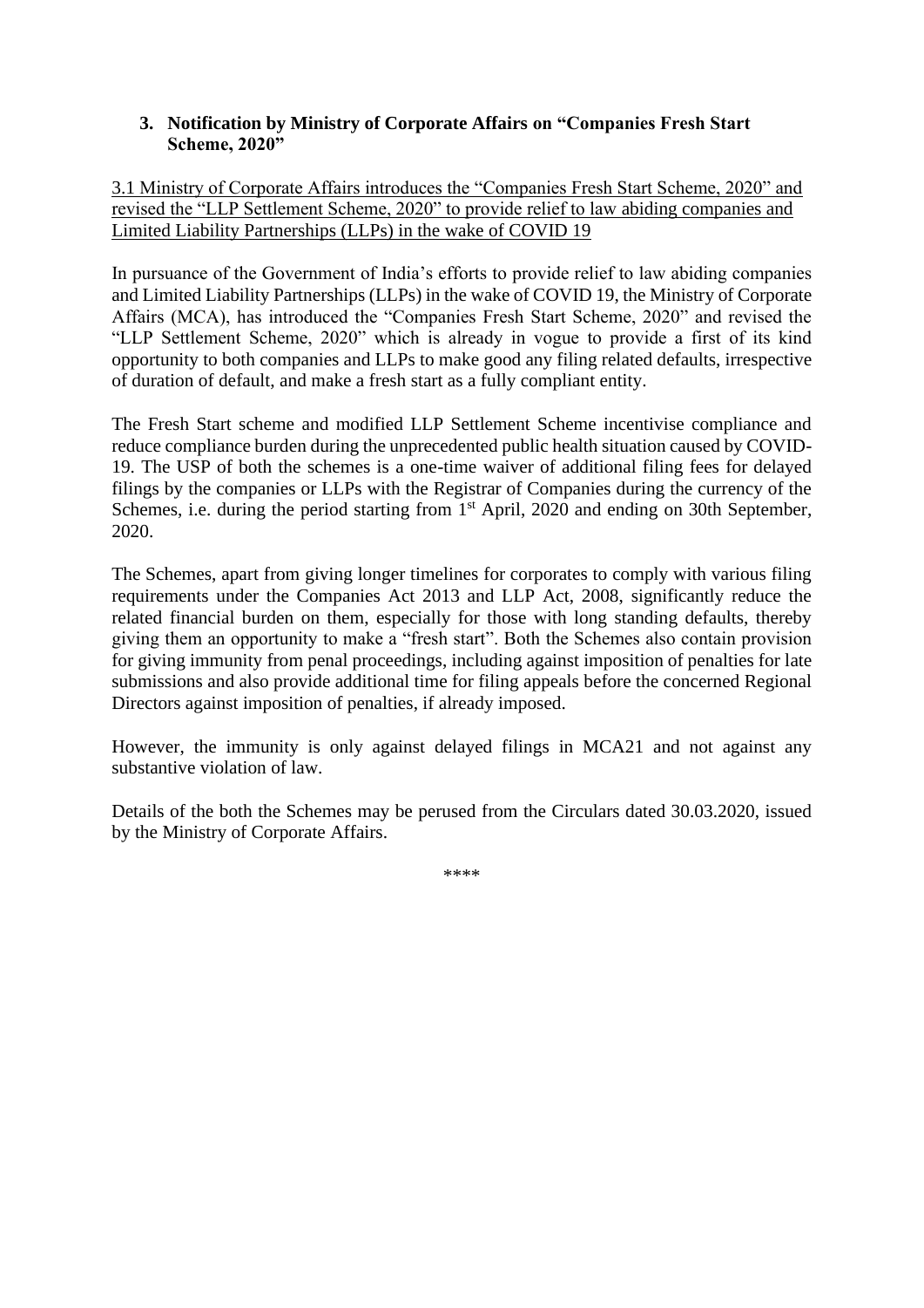### 3. Notification by Ministry of Corporate Affairs on "Companies Fresh Start Scheme, 2020"

3.1 Ministry of Corporate Affairs introduces the "Companies Fresh Start Scheme, 2020" and revised the "LLP Settlement Scheme, 2020" to provide relief to law abiding companies and Limited Liability Partnerships (LLPs) in the wake of COVID 19

In pursuance of the Government of India's efforts to provide relief to law abiding companies and Limited Liability Partnerships (LLPs) in the wake of COVID 19, the Ministry of Corporate Affairs (MCA), has introduced the "Companies Fresh Start Scheme, 2020" and revised the "LLP Settlement Scheme, 2020" which is already in vogue to provide a first of its kind opportunity to both companies and LLPs to make good any filing related defaults, irrespective of duration of default, and make a fresh start as a fully compliant entity.

The Fresh Start scheme and modified LLP Settlement Scheme incentivise compliance and reduce compliance burden during the unprecedented public health situation caused by COVID-19. The USP of both the schemes is a one-time waiver of additional filing fees for delayed filings by the companies or LLPs with the Registrar of Companies during the currency of the Schemes, i.e. during the period starting from 1st April, 2020 and ending on 30th September, 2020.

The Schemes, apart from giving longer timelines for corporates to comply with various filing requirements under the Companies Act 2013 and LLP Act, 2008, significantly reduce the related financial burden on them, especially for those with long standing defaults, thereby giving them an opportunity to make a "fresh start". Both the Schemes also contain provision for giving immunity from penal proceedings, including against imposition of penalties for late submissions and also provide additional time for filing appeals before the concerned Regional Directors against imposition of penalties, if already imposed.

However, the immunity is only against delayed filings in MCA21 and not against any substantive violation of law.

Details of the both the Schemes may be perused from the Circulars dated 30.03.2020, issued by the Ministry of Corporate Affairs.

****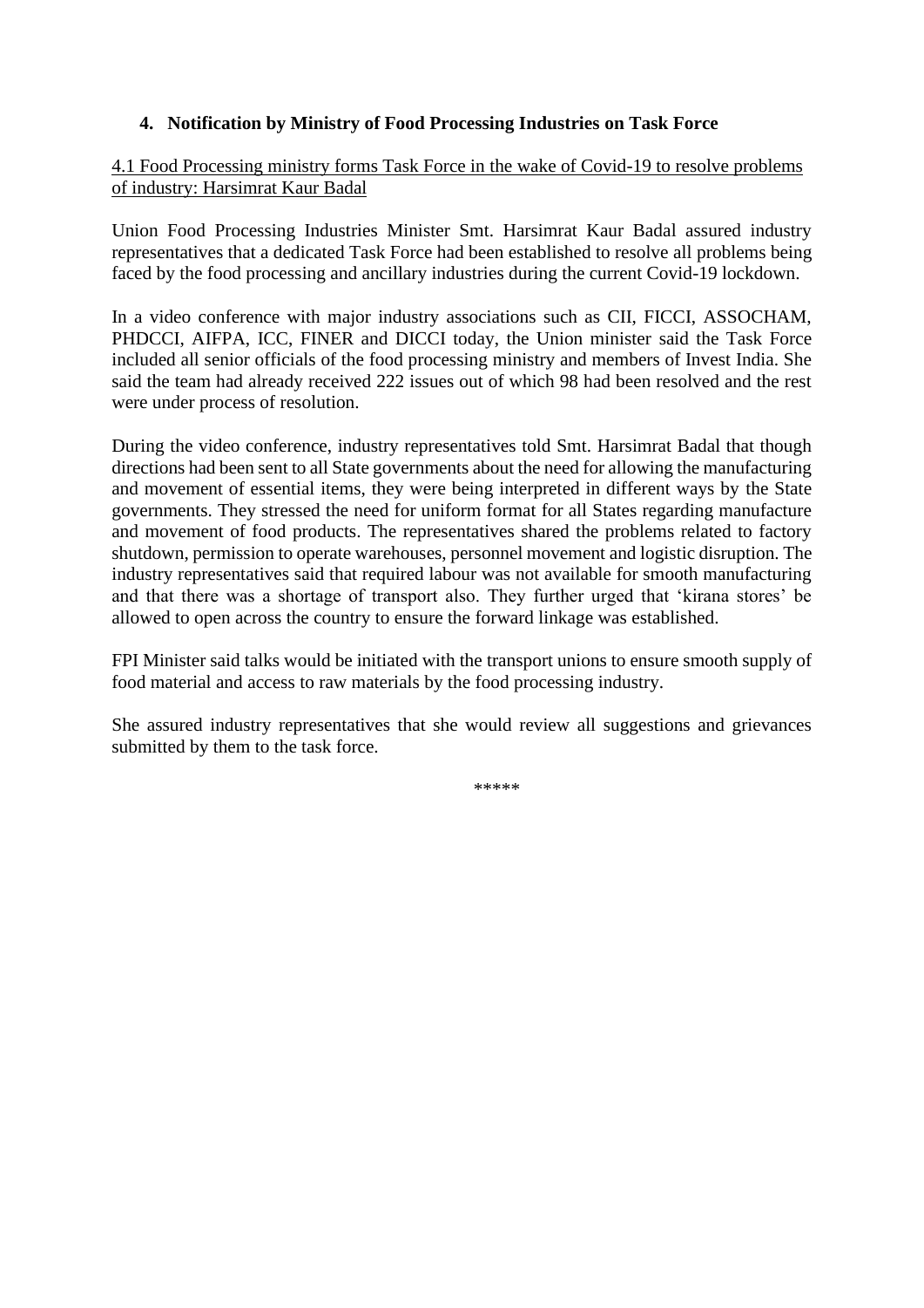## 4. Notification by Ministry of Food Processing Industries on Task Force

<u>4.1 Food Processing ministry forms Task Force in the wake of Covid-19 to resolve problems of industry: Harsimrat Kaur Badal</u>

Union Food Processing Industries Minister Smt. Harsimrat Kaur Badal assured industry representatives that a dedicated Task Force had been established to resolve all problems being faced by the food processing and ancillary industries during the current Covid-19 lockdown.

In a video conference with major industry associations such as CII, FICCI, ASSOCHAM, PHDCCI, AIFPA, ICC, FINER and DICCI today, the Union minister said the Task Force included all senior officials of the food processing ministry and members of Invest India. She said the team had already received 222 issues out of which 98 had been resolved and the rest were under process of resolution.

During the video conference, industry representatives told Smt. Harsimrat Badal that though directions had been sent to all State governments about the need for allowing the manufacturing and movement of essential items, they were being interpreted in different ways by the State governments. They stressed the need for uniform format for all States regarding manufacture and movement of food products. The representatives shared the problems related to factory shutdown, permission to operate warehouses, personnel movement and logistic disruption. The industry representatives said that required labour was not available for smooth manufacturing and that there was a shortage of transport also. They further urged that 'kirana stores' be allowed to open across the country to ensure the forward linkage was established.

FPI Minister said talks would be initiated with the transport unions to ensure smooth supply of food material and access to raw materials by the food processing industry.

She assured industry representatives that she would review all suggestions and grievances submitted by them to the task force.

*****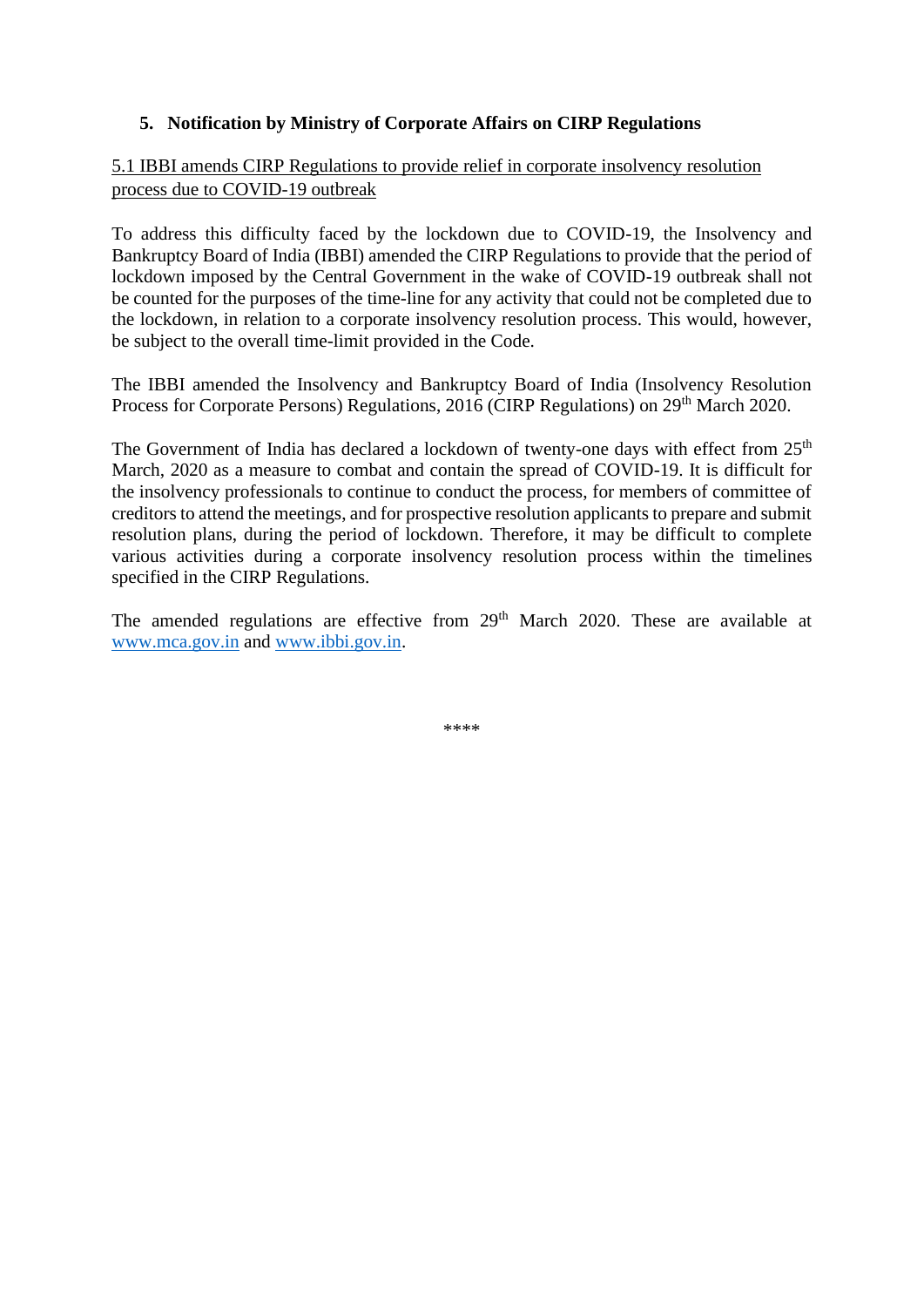## 5. Notification by Ministry of Corporate Affairs on CIRP Regulations

5.1 IBBI amends CIRP Regulations to provide relief in corporate insolvency resolution process due to COVID-19 outbreak

To address this difficulty faced by the lockdown due to COVID-19, the Insolvency and Bankruptcy Board of India (IBBI) amended the CIRP Regulations to provide that the period of lockdown imposed by the Central Government in the wake of COVID-19 outbreak shall not be counted for the purposes of the time-line for any activity that could not be completed due to the lockdown, in relation to a corporate insolvency resolution process. This would, however, be subject to the overall time-limit provided in the Code.

The IBBI amended the Insolvency and Bankruptcy Board of India (Insolvency Resolution Process for Corporate Persons) Regulations, 2016 (CIRP Regulations) on 29th March 2020.

The Government of India has declared a lockdown of twenty-one days with effect from 25th March, 2020 as a measure to combat and contain the spread of COVID-19. It is difficult for the insolvency professionals to continue to conduct the process, for members of committee of creditors to attend the meetings, and for prospective resolution applicants to prepare and submit resolution plans, during the period of lockdown. Therefore, it may be difficult to complete various activities during a corporate insolvency resolution process within the timelines specified in the CIRP Regulations.

The amended regulations are effective from 29th March 2020. These are available at www.mca.gov.in and www.ibbi.gov.in.

****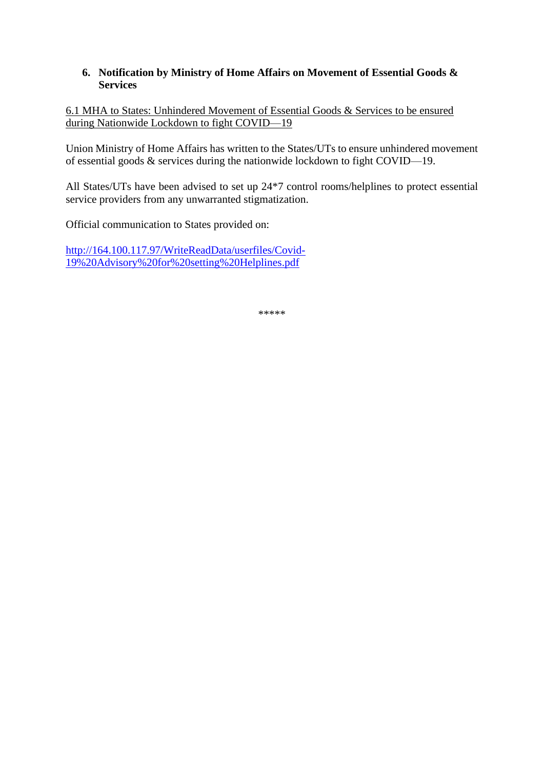## 6. Notification by Ministry of Home Affairs on Movement of Essential Goods & Services

6.1 MHA to States: Unhindered Movement of Essential Goods & Services to be ensured during Nationwide Lockdown to fight COVID—19

Union Ministry of Home Affairs has written to the States/UTs to ensure unhindered movement of essential goods & services during the nationwide lockdown to fight COVID—19.

All States/UTs have been advised to set up 24*7 control rooms/helplines to protect essential service providers from any unwarranted stigmatization.

Official communication to States provided on:

http://164.100.117.97/WriteReadData/userfiles/Covid-19%20Advisory%20for%20setting%20Helplines.pdf

*****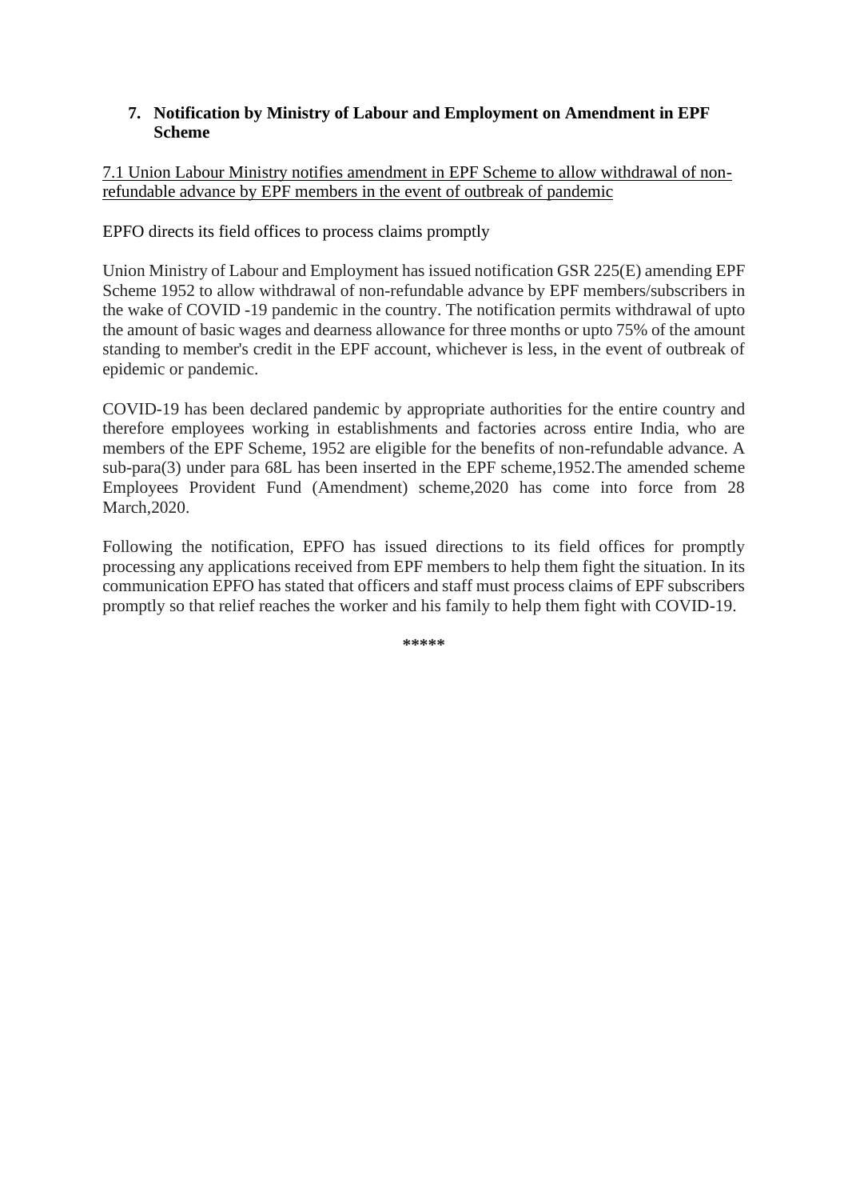## 7. Notification by Ministry of Labour and Employment on Amendment in EPF Scheme

7.1 Union Labour Ministry notifies amendment in EPF Scheme to allow withdrawal of non-refundable advance by EPF members in the event of outbreak of pandemic

EPFO directs its field offices to process claims promptly

Union Ministry of Labour and Employment has issued notification GSR 225(E) amending EPF Scheme 1952 to allow withdrawal of non-refundable advance by EPF members/subscribers in the wake of COVID -19 pandemic in the country. The notification permits withdrawal of upto the amount of basic wages and dearness allowance for three months or upto 75% of the amount standing to member's credit in the EPF account, whichever is less, in the event of outbreak of epidemic or pandemic.

COVID-19 has been declared pandemic by appropriate authorities for the entire country and therefore employees working in establishments and factories across entire India, who are members of the EPF Scheme, 1952 are eligible for the benefits of non-refundable advance. A sub-para(3) under para 68L has been inserted in the EPF scheme,1952.The amended scheme Employees Provident Fund (Amendment) scheme,2020 has come into force from 28 March,2020.

Following the notification, EPFO has issued directions to its field offices for promptly processing any applications received from EPF members to help them fight the situation. In its communication EPFO has stated that officers and staff must process claims of EPF subscribers promptly so that relief reaches the worker and his family to help them fight with COVID-19.

*****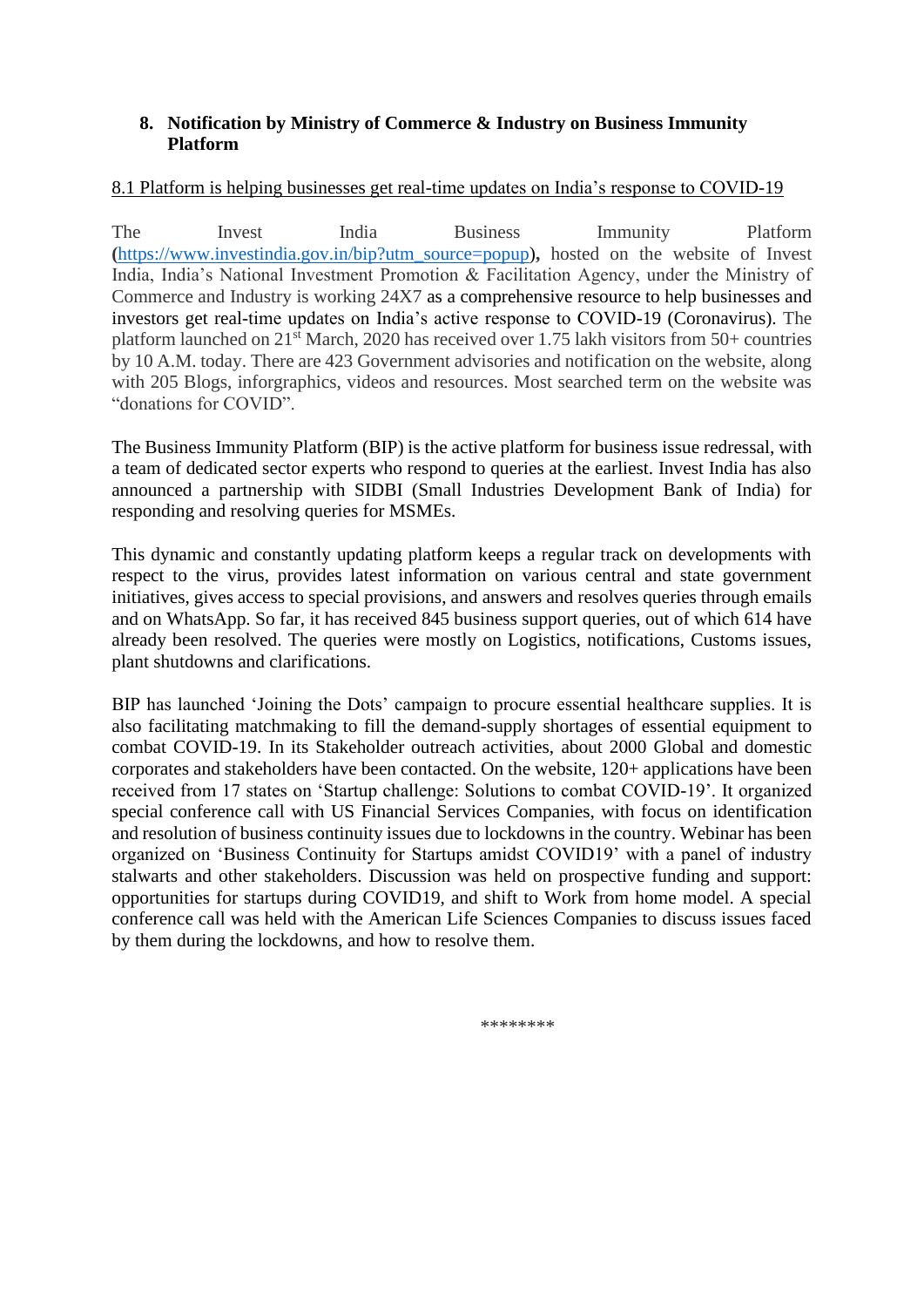**8. Notification by Ministry of Commerce & Industry on Business Immunity Platform**

8.1 Platform is helping businesses get real-time updates on India's response to COVID-19

The Invest India Business Immunity Platform (https://www.investindia.gov.in/bip?utm_source=popup), hosted on the website of Invest India, India's National Investment Promotion & Facilitation Agency, under the Ministry of Commerce and Industry is working 24X7 as a comprehensive resource to help businesses and investors get real-time updates on India's active response to COVID-19 (Coronavirus). The platform launched on 21st March, 2020 has received over 1.75 lakh visitors from 50+ countries by 10 A.M. today. There are 423 Government advisories and notification on the website, along with 205 Blogs, inforgraphics, videos and resources. Most searched term on the website was "donations for COVID".

The Business Immunity Platform (BIP) is the active platform for business issue redressal, with a team of dedicated sector experts who respond to queries at the earliest. Invest India has also announced a partnership with SIDBI (Small Industries Development Bank of India) for responding and resolving queries for MSMEs.

This dynamic and constantly updating platform keeps a regular track on developments with respect to the virus, provides latest information on various central and state government initiatives, gives access to special provisions, and answers and resolves queries through emails and on WhatsApp. So far, it has received 845 business support queries, out of which 614 have already been resolved. The queries were mostly on Logistics, notifications, Customs issues, plant shutdowns and clarifications.

BIP has launched 'Joining the Dots' campaign to procure essential healthcare supplies. It is also facilitating matchmaking to fill the demand-supply shortages of essential equipment to combat COVID-19. In its Stakeholder outreach activities, about 2000 Global and domestic corporates and stakeholders have been contacted. On the website, 120+ applications have been received from 17 states on 'Startup challenge: Solutions to combat COVID-19'. It organized special conference call with US Financial Services Companies, with focus on identification and resolution of business continuity issues due to lockdowns in the country. Webinar has been organized on 'Business Continuity for Startups amidst COVID19' with a panel of industry stalwarts and other stakeholders. Discussion was held on prospective funding and support: opportunities for startups during COVID19, and shift to Work from home model. A special conference call was held with the American Life Sciences Companies to discuss issues faced by them during the lockdowns, and how to resolve them.

********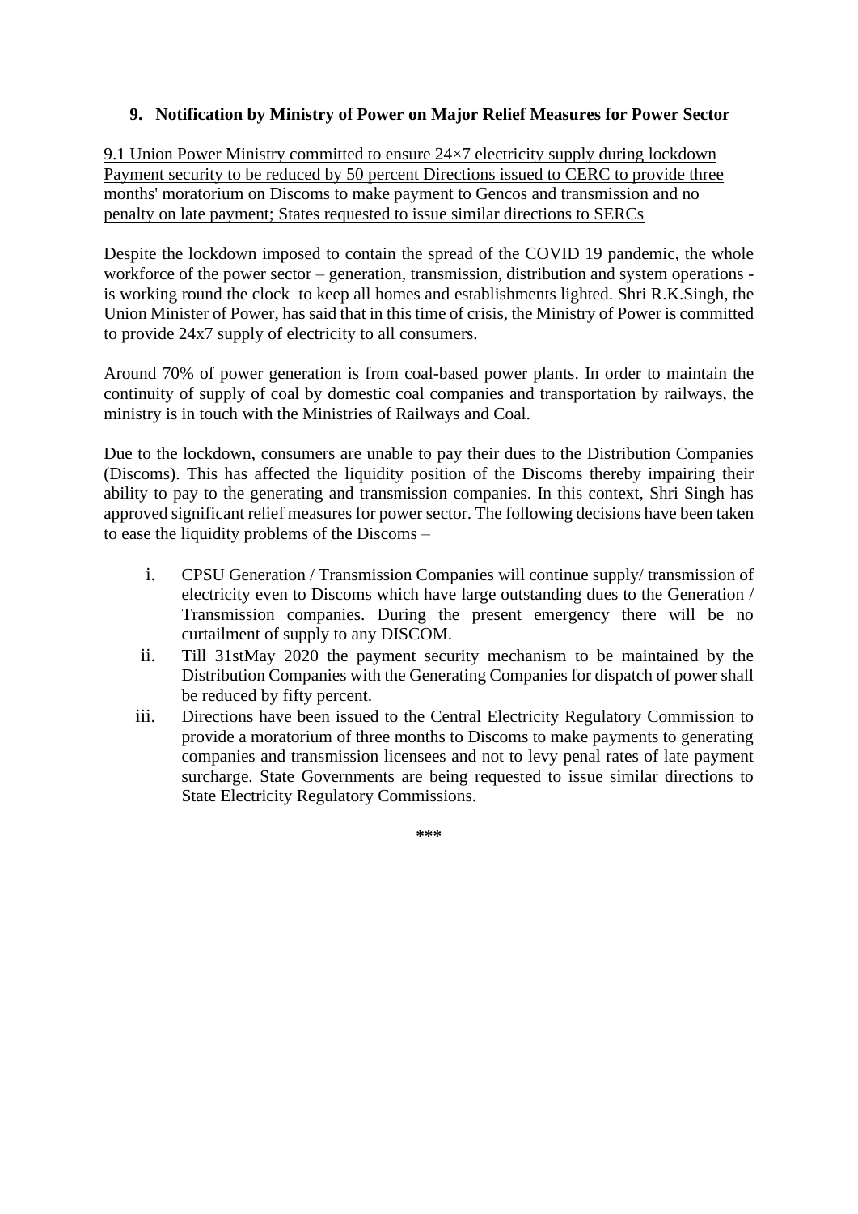## 9. Notification by Ministry of Power on Major Relief Measures for Power Sector

9.1 Union Power Ministry committed to ensure 24×7 electricity supply during lockdown Payment security to be reduced by 50 percent Directions issued to CERC to provide three months' moratorium on Discoms to make payment to Gencos and transmission and no penalty on late payment; States requested to issue similar directions to SERCs

Despite the lockdown imposed to contain the spread of the COVID 19 pandemic, the whole workforce of the power sector – generation, transmission, distribution and system operations - is working round the clock to keep all homes and establishments lighted. Shri R.K.Singh, the Union Minister of Power, has said that in this time of crisis, the Ministry of Power is committed to provide 24x7 supply of electricity to all consumers.

Around 70% of power generation is from coal-based power plants. In order to maintain the continuity of supply of coal by domestic coal companies and transportation by railways, the ministry is in touch with the Ministries of Railways and Coal.

Due to the lockdown, consumers are unable to pay their dues to the Distribution Companies (Discoms). This has affected the liquidity position of the Discoms thereby impairing their ability to pay to the generating and transmission companies. In this context, Shri Singh has approved significant relief measures for power sector. The following decisions have been taken to ease the liquidity problems of the Discoms –

i. CPSU Generation / Transmission Companies will continue supply/ transmission of electricity even to Discoms which have large outstanding dues to the Generation / Transmission companies. During the present emergency there will be no curtailment of supply to any DISCOM.
ii. Till 31stMay 2020 the payment security mechanism to be maintained by the Distribution Companies with the Generating Companies for dispatch of power shall be reduced by fifty percent.
iii. Directions have been issued to the Central Electricity Regulatory Commission to provide a moratorium of three months to Discoms to make payments to generating companies and transmission licensees and not to levy penal rates of late payment surcharge. State Governments are being requested to issue similar directions to State Electricity Regulatory Commissions.

***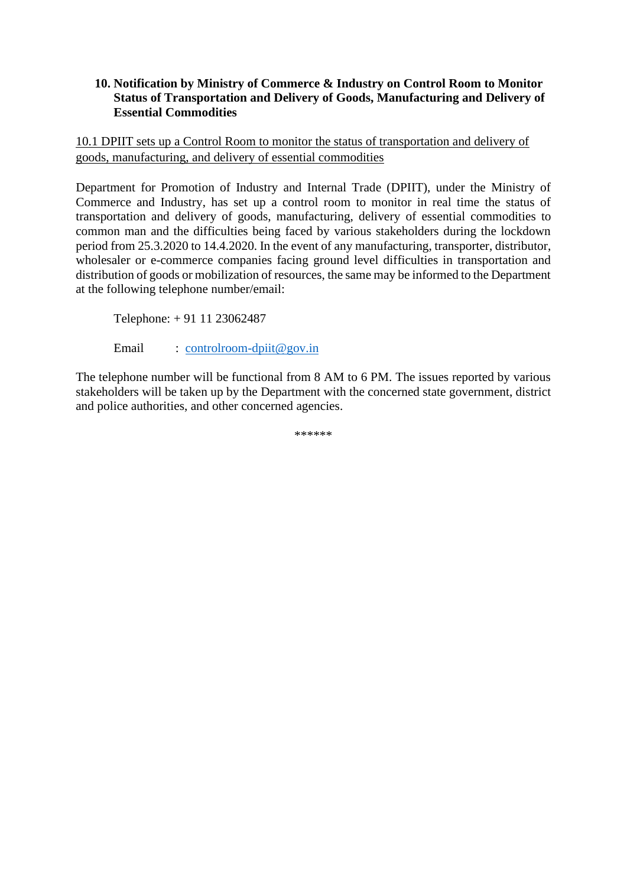## 10. Notification by Ministry of Commerce & Industry on Control Room to Monitor Status of Transportation and Delivery of Goods, Manufacturing and Delivery of Essential Commodities

10.1 DPIIT sets up a Control Room to monitor the status of transportation and delivery of goods, manufacturing, and delivery of essential commodities

Department for Promotion of Industry and Internal Trade (DPIIT), under the Ministry of Commerce and Industry, has set up a control room to monitor in real time the status of transportation and delivery of goods, manufacturing, delivery of essential commodities to common man and the difficulties being faced by various stakeholders during the lockdown period from 25.3.2020 to 14.4.2020. In the event of any manufacturing, transporter, distributor, wholesaler or e-commerce companies facing ground level difficulties in transportation and distribution of goods or mobilization of resources, the same may be informed to the Department at the following telephone number/email:

Telephone: + 91 11 23062487

Email : controlroom-dpiit@gov.in

The telephone number will be functional from 8 AM to 6 PM. The issues reported by various stakeholders will be taken up by the Department with the concerned state government, district and police authorities, and other concerned agencies.

******